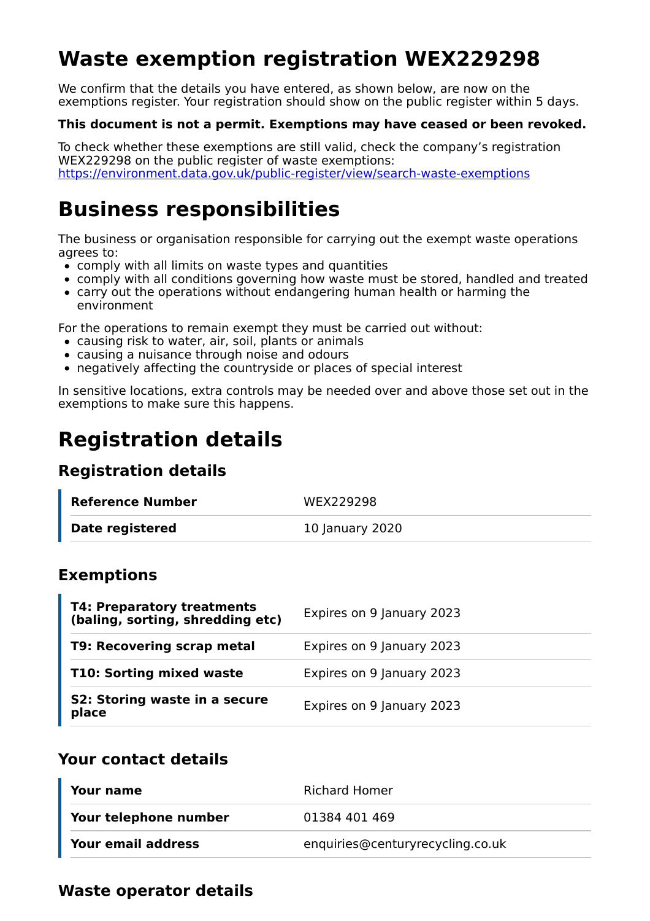# Waste exemption registration WEX229298

We confirm that the details you have entered, as shown below, are now on the exemptions register. Your registration should show on the public register within 5 days.

**This document is not a permit. Exemptions may have ceased or been revoked.**

To check whether these exemptions are still valid, check the company's registration WEX229298 on the public register of waste exemptions: [https://environment.data.gov.uk/public-register/view/search-waste-exemptions](https://environment.data.gov.uk/public-register/view/search-waste-exemptions)

# Business responsibilities

The business or organisation responsible for carrying out the exempt waste operations agrees to:

- comply with all limits on waste types and quantities
- comply with all conditions governing how waste must be stored, handled and treated
- carry out the operations without endangering human health or harming the environment

For the operations to remain exempt they must be carried out without:

- causing risk to water, air, soil, plants or animals
- causing a nuisance through noise and odours
- negatively affecting the countryside or places of special interest

In sensitive locations, extra controls may be needed over and above those set out in the exemptions to make sure this happens.

# Registration details

## Registration details

| | |
|---|---|
| **Reference Number** | WEX229298 |
| **Date registered** | 10 January 2020 |

## Exemptions

| | |
|---|---|
| **T4: Preparatory treatments (baling, sorting, shredding etc)** | Expires on 9 January 2023 |
| **T9: Recovering scrap metal** | Expires on 9 January 2023 |
| **T10: Sorting mixed waste** | Expires on 9 January 2023 |
| **S2: Storing waste in a secure place** | Expires on 9 January 2023 |

## Your contact details

| | |
|---|---|
| **Your name** | Richard Homer |
| **Your telephone number** | 01384 401 469 |
| **Your email address** | enquiries@centuryrecycling.co.uk |

## Waste operator details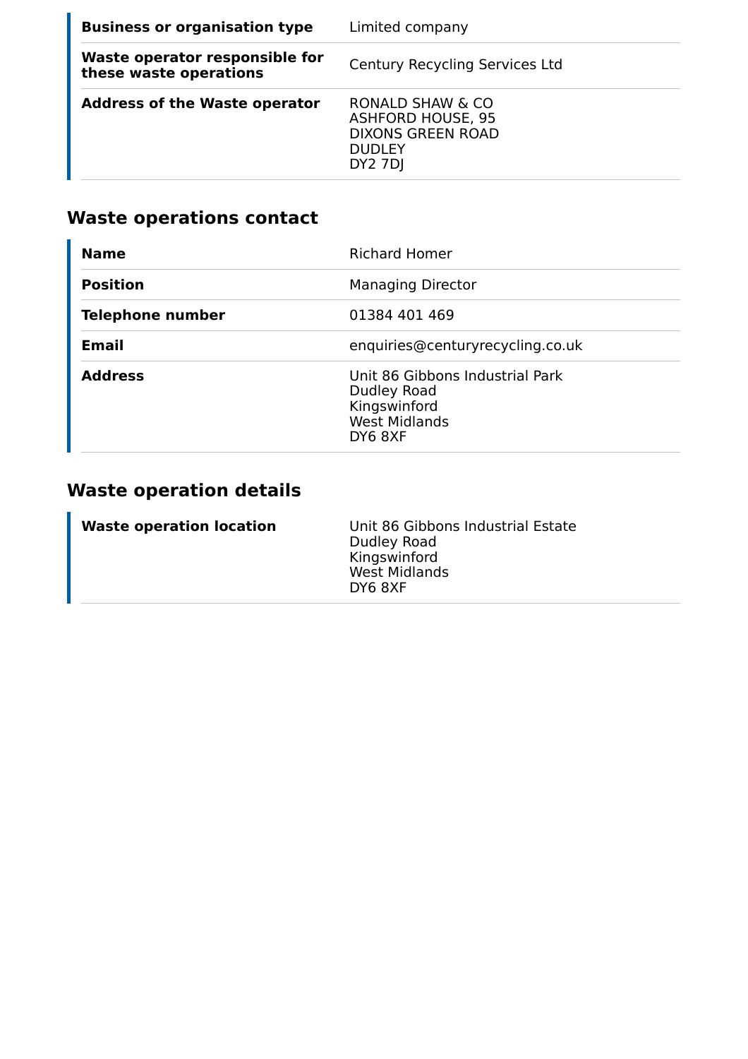| | |
|---|---|
| **Business or organisation type** | Limited company |
| **Waste operator responsible for these waste operations** | Century Recycling Services Ltd |
| **Address of the Waste operator** | RONALD SHAW & CO<br>ASHFORD HOUSE, 95<br>DIXONS GREEN ROAD<br>DUDLEY<br>DY2 7DJ |

## Waste operations contact

| | |
|---|---|
| **Name** | Richard Homer |
| **Position** | Managing Director |
| **Telephone number** | 01384 401 469 |
| **Email** | enquiries@centuryrecycling.co.uk |
| **Address** | Unit 86 Gibbons Industrial Park<br>Dudley Road<br>Kingswinford<br>West Midlands<br>DY6 8XF |

## Waste operation details

| | |
|---|---|
| **Waste operation location** | Unit 86 Gibbons Industrial Estate<br>Dudley Road<br>Kingswinford<br>West Midlands<br>DY6 8XF |